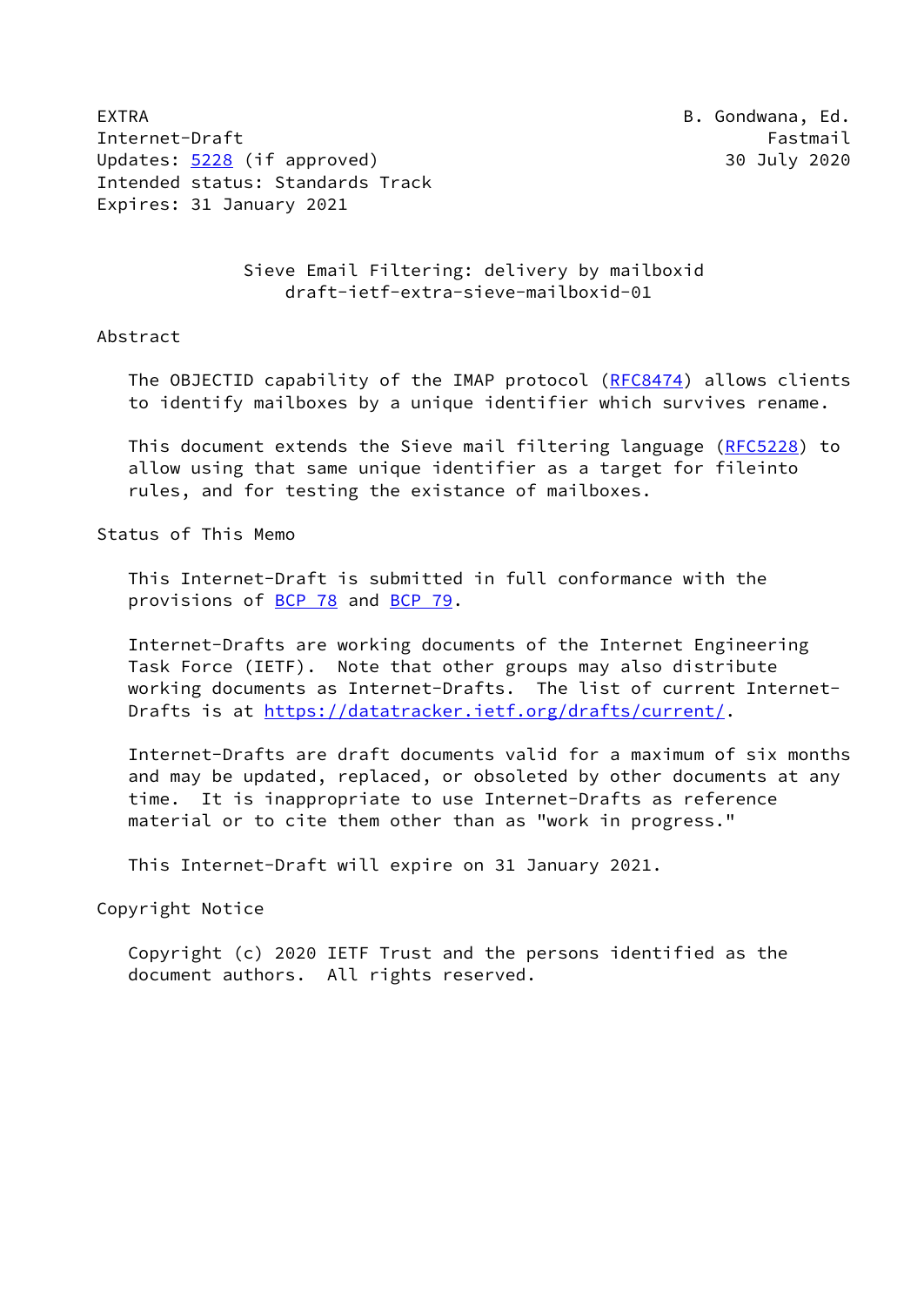EXTRA B. Gondwana, Ed.
Internet-Draft Fastmail
Updates: 5228 (if approved) 30 July 2020
Intended status: Standards Track
Expires: 31 January 2021

# Sieve Email Filtering: delivery by mailboxid
draft-ietf-extra-sieve-mailboxid-01

## Abstract

The OBJECTID capability of the IMAP protocol (RFC8474) allows clients to identify mailboxes by a unique identifier which survives rename.

This document extends the Sieve mail filtering language (RFC5228) to allow using that same unique identifier as a target for fileinto rules, and for testing the existance of mailboxes.

## Status of This Memo

This Internet-Draft is submitted in full conformance with the provisions of BCP 78 and BCP 79.

Internet-Drafts are working documents of the Internet Engineering Task Force (IETF). Note that other groups may also distribute working documents as Internet-Drafts. The list of current Internet-Drafts is at https://datatracker.ietf.org/drafts/current/.

Internet-Drafts are draft documents valid for a maximum of six months and may be updated, replaced, or obsoleted by other documents at any time. It is inappropriate to use Internet-Drafts as reference material or to cite them other than as "work in progress."

This Internet-Draft will expire on 31 January 2021.

## Copyright Notice

Copyright (c) 2020 IETF Trust and the persons identified as the document authors. All rights reserved.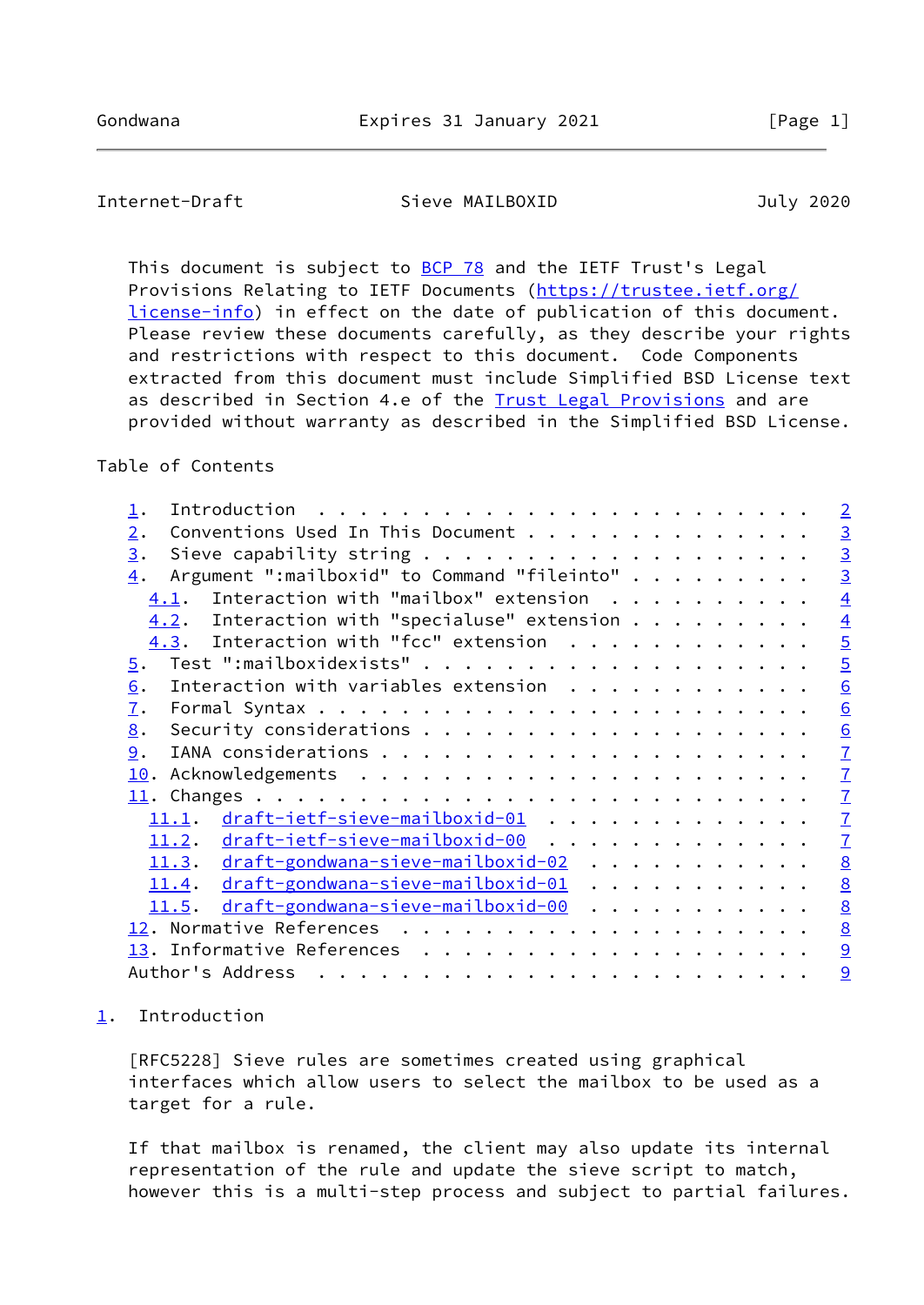This document is subject to BCP 78 and the IETF Trust's Legal Provisions Relating to IETF Documents (https://trustee.ietf.org/license-info) in effect on the date of publication of this document. Please review these documents carefully, as they describe your rights and restrictions with respect to this document. Code Components extracted from this document must include Simplified BSD License text as described in Section 4.e of the Trust Legal Provisions and are provided without warranty as described in the Simplified BSD License.

Table of Contents

- 1. Introduction . . . . . . . . . . . . . . . . . . . . . . . . 2
- 2. Conventions Used In This Document . . . . . . . . . . . . . . 3
- 3. Sieve capability string . . . . . . . . . . . . . . . . . . . 3
- 4. Argument ":mailboxid" to Command "fileinto" . . . . . . . . . 3
  - 4.1. Interaction with "mailbox" extension . . . . . . . . . . 4
  - 4.2. Interaction with "specialuse" extension . . . . . . . . . 4
  - 4.3. Interaction with "fcc" extension . . . . . . . . . . . . 5
- 5. Test ":mailboxidexists" . . . . . . . . . . . . . . . . . . . 5
- 6. Interaction with variables extension . . . . . . . . . . . . 6
- 7. Formal Syntax . . . . . . . . . . . . . . . . . . . . . . . . 6
- 8. Security considerations . . . . . . . . . . . . . . . . . . . 6
- 9. IANA considerations . . . . . . . . . . . . . . . . . . . . . 7
- 10. Acknowledgements . . . . . . . . . . . . . . . . . . . . . . 7
- 11. Changes . . . . . . . . . . . . . . . . . . . . . . . . . . 7
  - 11.1. draft-ietf-sieve-mailboxid-01 . . . . . . . . . . . . . 7
  - 11.2. draft-ietf-sieve-mailboxid-00 . . . . . . . . . . . . . 7
  - 11.3. draft-gondwana-sieve-mailboxid-02 . . . . . . . . . . . 8
  - 11.4. draft-gondwana-sieve-mailboxid-01 . . . . . . . . . . . 8
  - 11.5. draft-gondwana-sieve-mailboxid-00 . . . . . . . . . . . 8
- 12. Normative References . . . . . . . . . . . . . . . . . . . . 8
- 13. Informative References . . . . . . . . . . . . . . . . . . . 9
- Author's Address . . . . . . . . . . . . . . . . . . . . . . . 9

## 1. Introduction

[RFC5228] Sieve rules are sometimes created using graphical interfaces which allow users to select the mailbox to be used as a target for a rule.

If that mailbox is renamed, the client may also update its internal representation of the rule and update the sieve script to match, however this is a multi-step process and subject to partial failures.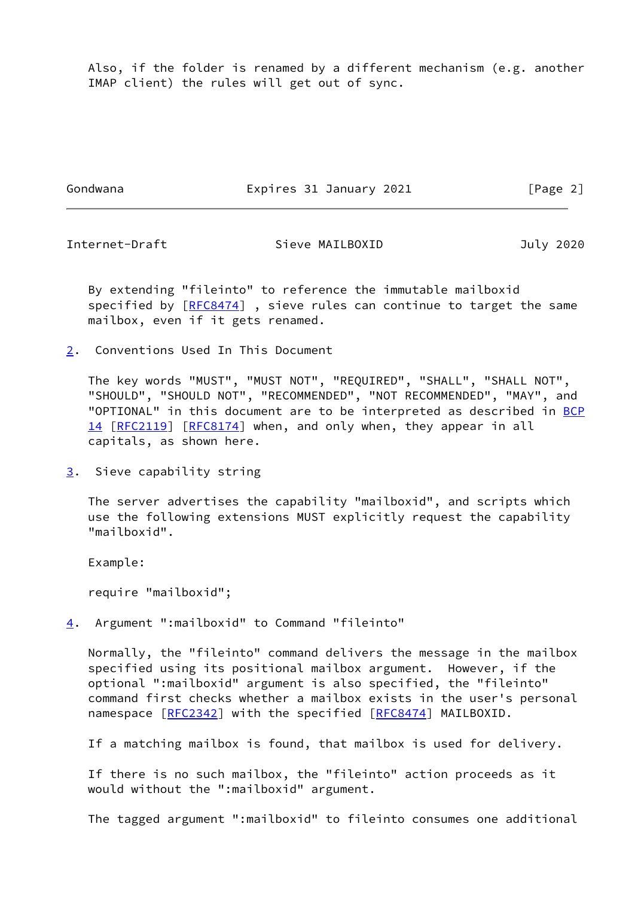Also, if the folder is renamed by a different mechanism (e.g. another IMAP client) the rules will get out of sync.

By extending "fileinto" to reference the immutable mailboxid specified by [RFC8474] , sieve rules can continue to target the same mailbox, even if it gets renamed.

## 2. Conventions Used In This Document

The key words "MUST", "MUST NOT", "REQUIRED", "SHALL", "SHALL NOT", "SHOULD", "SHOULD NOT", "RECOMMENDED", "NOT RECOMMENDED", "MAY", and "OPTIONAL" in this document are to be interpreted as described in BCP 14 [RFC2119] [RFC8174] when, and only when, they appear in all capitals, as shown here.

## 3. Sieve capability string

The server advertises the capability "mailboxid", and scripts which use the following extensions MUST explicitly request the capability "mailboxid".

Example:

```
require "mailboxid";
```

## 4. Argument ":mailboxid" to Command "fileinto"

Normally, the "fileinto" command delivers the message in the mailbox specified using its positional mailbox argument. However, if the optional ":mailboxid" argument is also specified, the "fileinto" command first checks whether a mailbox exists in the user's personal namespace [RFC2342] with the specified [RFC8474] MAILBOXID.

If a matching mailbox is found, that mailbox is used for delivery.

If there is no such mailbox, the "fileinto" action proceeds as it would without the ":mailboxid" argument.

The tagged argument ":mailboxid" to fileinto consumes one additional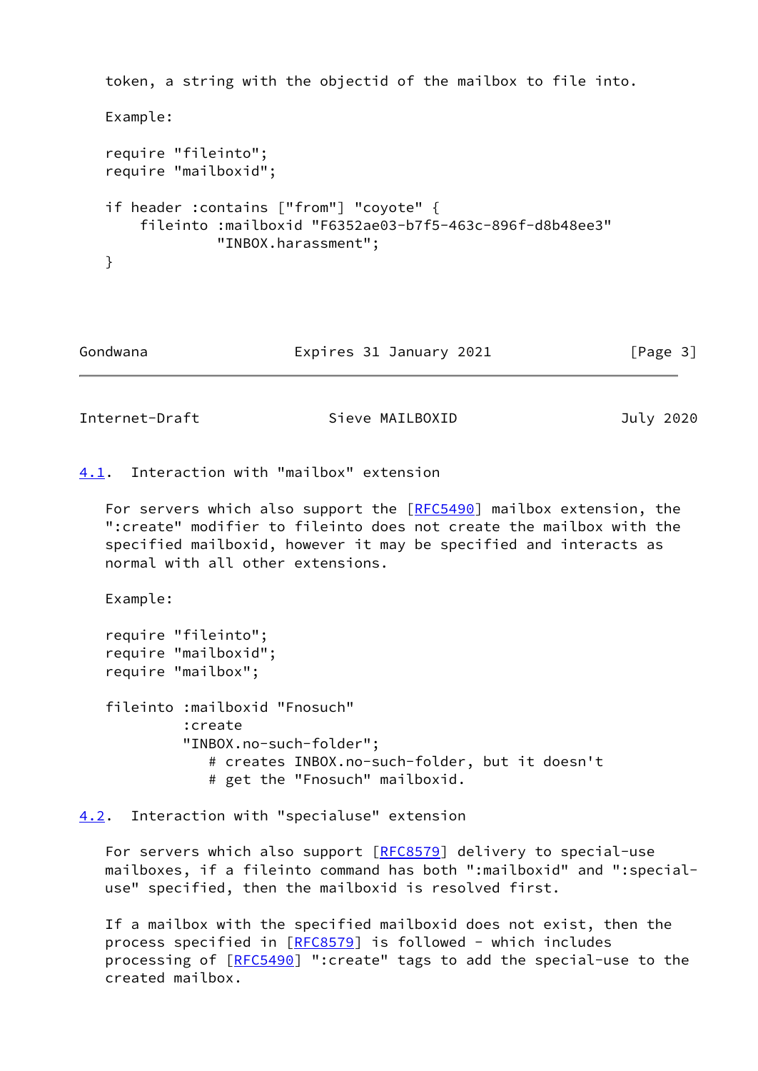token, a string with the objectid of the mailbox to file into.

Example:

```
require "fileinto";
require "mailboxid";

if header :contains ["from"] "coyote" {
    fileinto :mailboxid "F6352ae03-b7f5-463c-896f-d8b48ee3"
             "INBOX.harassment";
}
```

### 4.1. Interaction with "mailbox" extension

For servers which also support the [RFC5490] mailbox extension, the ":create" modifier to fileinto does not create the mailbox with the specified mailboxid, however it may be specified and interacts as normal with all other extensions.

Example:

```
require "fileinto";
require "mailboxid";
require "mailbox";

fileinto :mailboxid "Fnosuch"
         :create
         "INBOX.no-such-folder";
            # creates INBOX.no-such-folder, but it doesn't
            # get the "Fnosuch" mailboxid.
```

### 4.2. Interaction with "specialuse" extension

For servers which also support [RFC8579] delivery to special-use mailboxes, if a fileinto command has both ":mailboxid" and ":special-use" specified, then the mailboxid is resolved first.

If a mailbox with the specified mailboxid does not exist, then the process specified in [RFC8579] is followed - which includes processing of [RFC5490] ":create" tags to add the special-use to the created mailbox.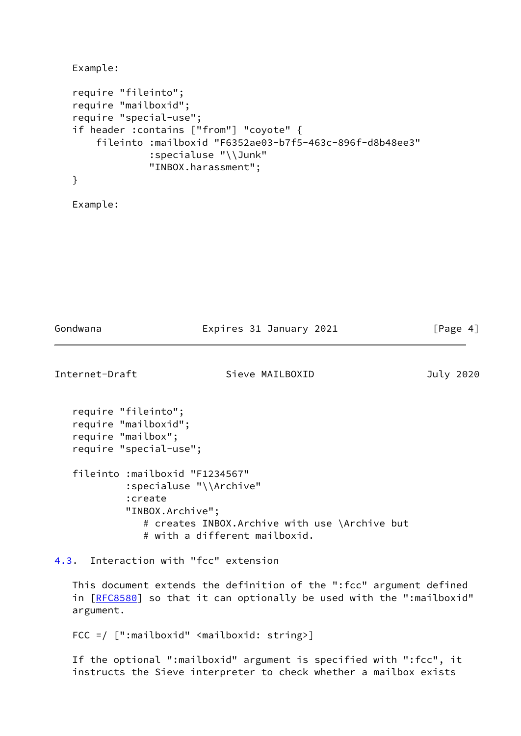Example:

```
require "fileinto";
require "mailboxid";
require "special-use";
if header :contains ["from"] "coyote" {
    fileinto :mailboxid "F6352ae03-b7f5-463c-896f-d8b48ee3"
             :specialuse "\\Junk"
             "INBOX.harassment";
}
```

Example:

```
require "fileinto";
require "mailboxid";
require "mailbox";
require "special-use";

fileinto :mailboxid "F1234567"
         :specialuse "\\Archive"
         :create
         "INBOX.Archive";
            # creates INBOX.Archive with use \Archive but
            # with a different mailboxid.
```

### 4.3. Interaction with "fcc" extension

This document extends the definition of the ":fcc" argument defined in [RFC8580] so that it can optionally be used with the ":mailboxid" argument.

```
FCC =/ [":mailboxid" <mailboxid: string>]
```

If the optional ":mailboxid" argument is specified with ":fcc", it instructs the Sieve interpreter to check whether a mailbox exists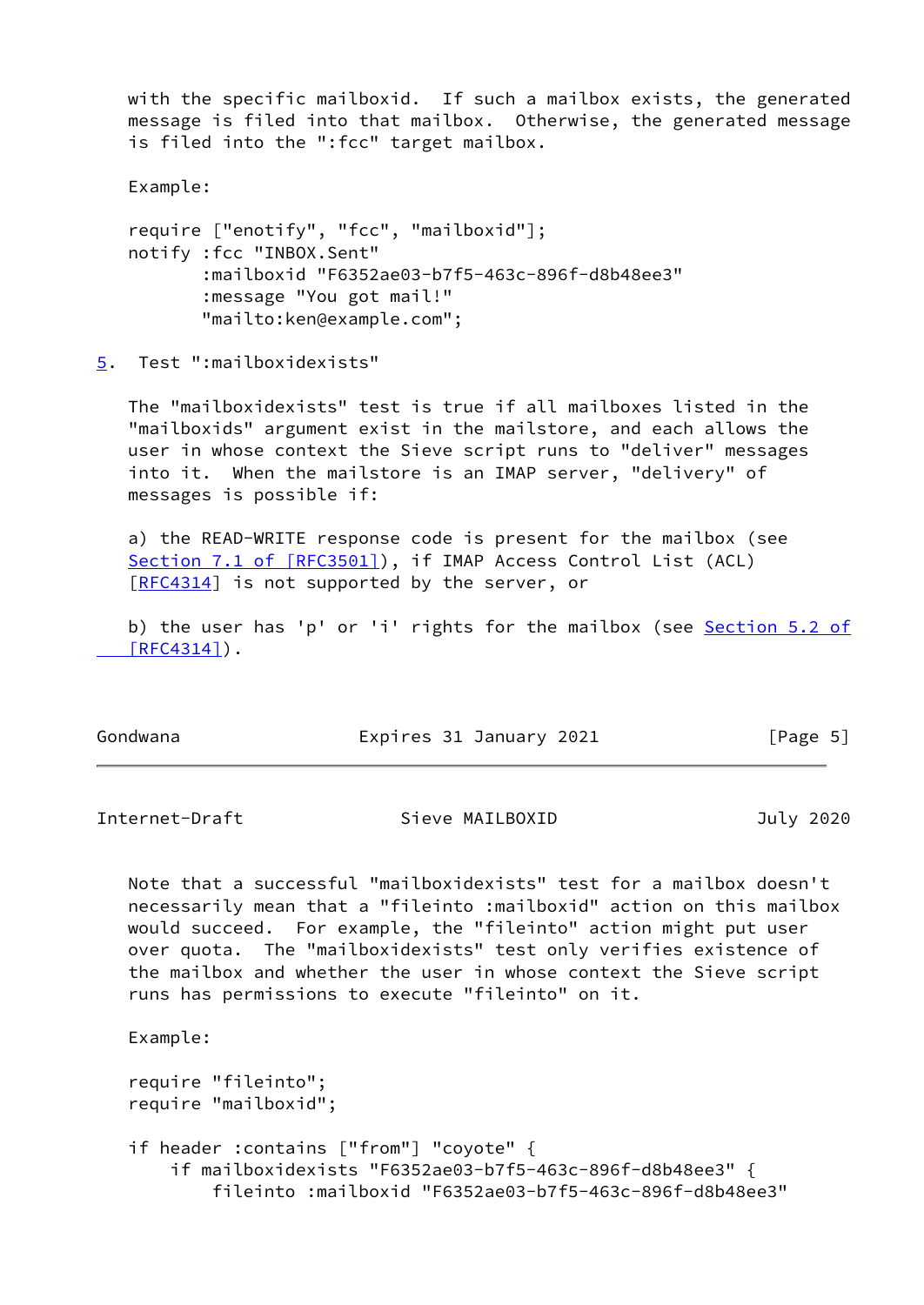with the specific mailboxid. If such a mailbox exists, the generated message is filed into that mailbox. Otherwise, the generated message is filed into the ":fcc" target mailbox.

Example:

```
require ["enotify", "fcc", "mailboxid"];
notify :fcc "INBOX.Sent"
       :mailboxid "F6352ae03-b7f5-463c-896f-d8b48ee3"
       :message "You got mail!"
       "mailto:ken@example.com";
```

## 5. Test ":mailboxidexists"

The "mailboxidexists" test is true if all mailboxes listed in the "mailboxids" argument exist in the mailstore, and each allows the user in whose context the Sieve script runs to "deliver" messages into it. When the mailstore is an IMAP server, "delivery" of messages is possible if:

a) the READ-WRITE response code is present for the mailbox (see Section 7.1 of [RFC3501]), if IMAP Access Control List (ACL) [RFC4314] is not supported by the server, or

b) the user has 'p' or 'i' rights for the mailbox (see Section 5.2 of [RFC4314]).

Note that a successful "mailboxidexists" test for a mailbox doesn't necessarily mean that a "fileinto :mailboxid" action on this mailbox would succeed. For example, the "fileinto" action might put user over quota. The "mailboxidexists" test only verifies existence of the mailbox and whether the user in whose context the Sieve script runs has permissions to execute "fileinto" on it.

Example:

```
require "fileinto";
require "mailboxid";

if header :contains ["from"] "coyote" {
    if mailboxidexists "F6352ae03-b7f5-463c-896f-d8b48ee3" {
        fileinto :mailboxid "F6352ae03-b7f5-463c-896f-d8b48ee3"
```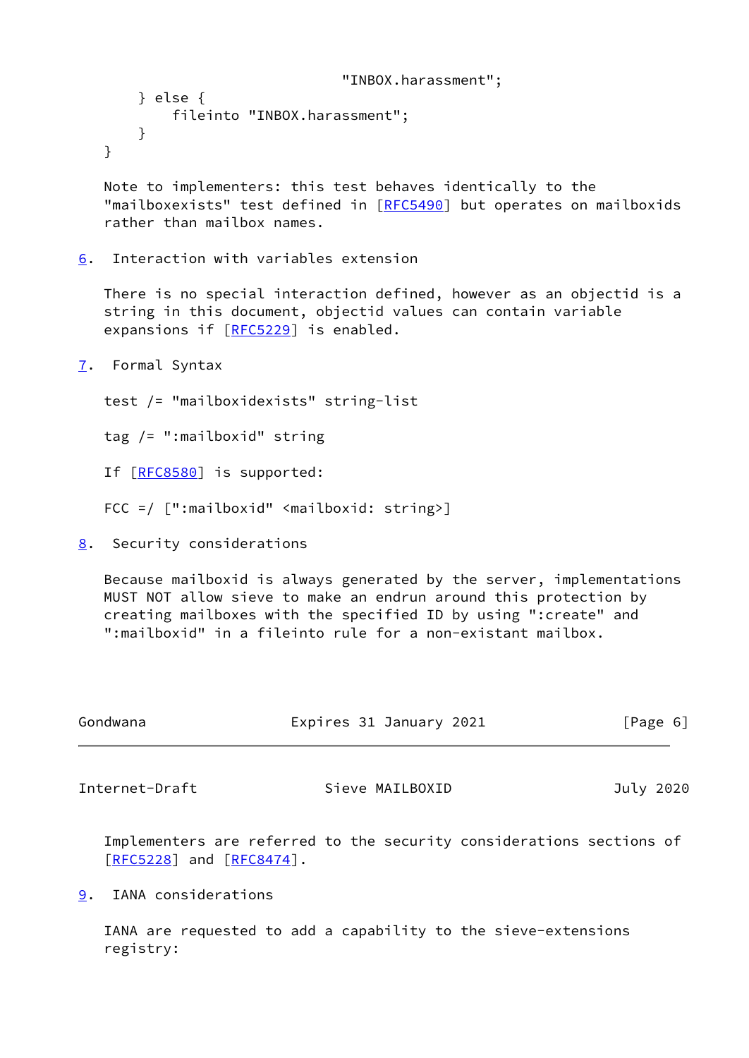```
                                 "INBOX.harassment";
      } else {
          fileinto "INBOX.harassment";
      }
  }
```

Note to implementers: this test behaves identically to the "mailboxexists" test defined in [RFC5490] but operates on mailboxids rather than mailbox names.

## 6. Interaction with variables extension

There is no special interaction defined, however as an objectid is a string in this document, objectid values can contain variable expansions if [RFC5229] is enabled.

## 7. Formal Syntax

```
test /= "mailboxidexists" string-list

tag /= ":mailboxid" string
```

If [RFC8580] is supported:

```
FCC =/ [":mailboxid" <mailboxid: string>]
```

## 8. Security considerations

Because mailboxid is always generated by the server, implementations MUST NOT allow sieve to make an endrun around this protection by creating mailboxes with the specified ID by using ":create" and ":mailboxid" in a fileinto rule for a non-existant mailbox.

Implementers are referred to the security considerations sections of [RFC5228] and [RFC8474].

## 9. IANA considerations

IANA are requested to add a capability to the sieve-extensions registry: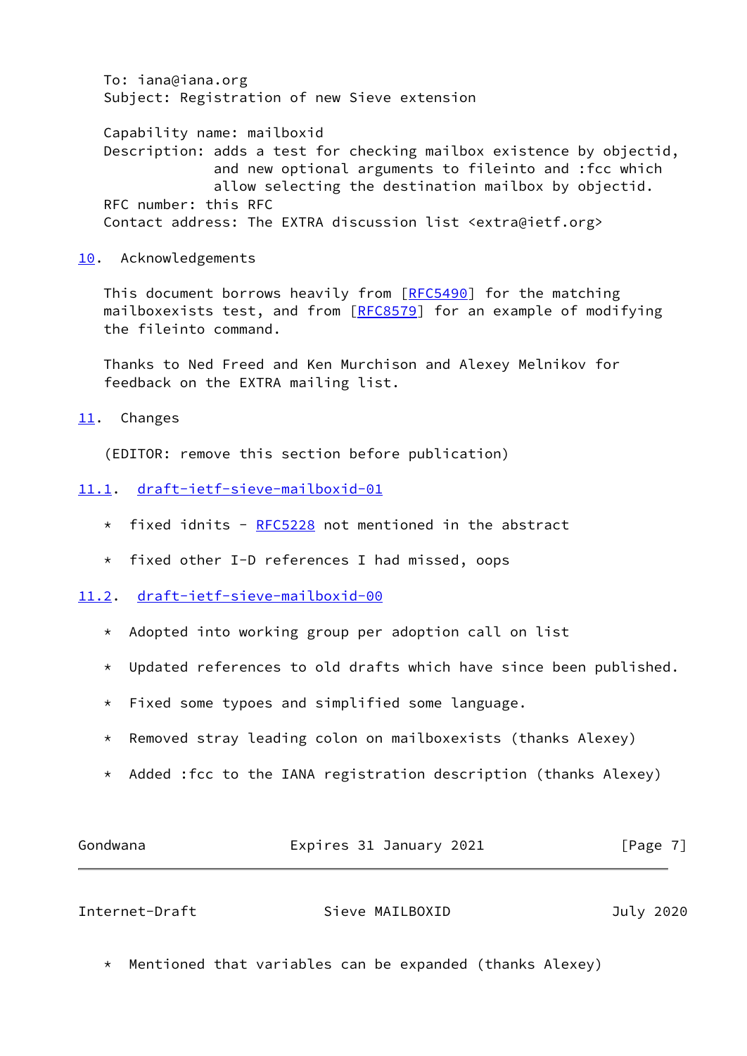```
To: iana@iana.org
Subject: Registration of new Sieve extension

Capability name: mailboxid
Description: adds a test for checking mailbox existence by objectid,
             and new optional arguments to fileinto and :fcc which
             allow selecting the destination mailbox by objectid.
RFC number: this RFC
Contact address: The EXTRA discussion list <extra@ietf.org>
```

## 10. Acknowledgements

This document borrows heavily from [RFC5490] for the matching mailboxexists test, and from [RFC8579] for an example of modifying the fileinto command.

Thanks to Ned Freed and Ken Murchison and Alexey Melnikov for feedback on the EXTRA mailing list.

## 11. Changes

(EDITOR: remove this section before publication)

### 11.1. draft-ietf-sieve-mailboxid-01

* fixed idnits - RFC5228 not mentioned in the abstract

* fixed other I-D references I had missed, oops

### 11.2. draft-ietf-sieve-mailboxid-00

* Adopted into working group per adoption call on list

* Updated references to old drafts which have since been published.

* Fixed some typoes and simplified some language.

* Removed stray leading colon on mailboxexists (thanks Alexey)

* Added :fcc to the IANA registration description (thanks Alexey)

* Mentioned that variables can be expanded (thanks Alexey)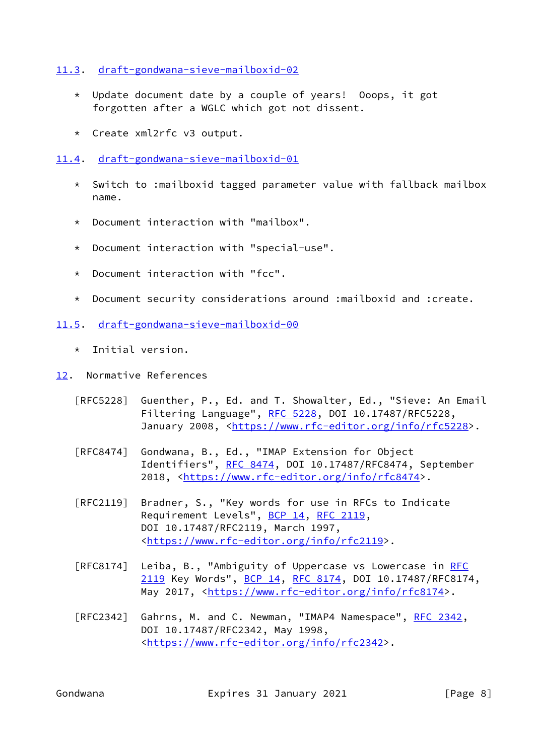### 11.3. draft-gondwana-sieve-mailboxid-02

* Update document date by a couple of years! Ooops, it got forgotten after a WGLC which got not dissent.

* Create xml2rfc v3 output.

### 11.4. draft-gondwana-sieve-mailboxid-01

* Switch to :mailboxid tagged parameter value with fallback mailbox name.

* Document interaction with "mailbox".

* Document interaction with "special-use".

* Document interaction with "fcc".

* Document security considerations around :mailboxid and :create.

### 11.5. draft-gondwana-sieve-mailboxid-00

* Initial version.

## 12. Normative References

[RFC5228] Guenther, P., Ed. and T. Showalter, Ed., "Sieve: An Email Filtering Language", RFC 5228, DOI 10.17487/RFC5228, January 2008, <https://www.rfc-editor.org/info/rfc5228>.

[RFC8474] Gondwana, B., Ed., "IMAP Extension for Object Identifiers", RFC 8474, DOI 10.17487/RFC8474, September 2018, <https://www.rfc-editor.org/info/rfc8474>.

[RFC2119] Bradner, S., "Key words for use in RFCs to Indicate Requirement Levels", BCP 14, RFC 2119, DOI 10.17487/RFC2119, March 1997, <https://www.rfc-editor.org/info/rfc2119>.

[RFC8174] Leiba, B., "Ambiguity of Uppercase vs Lowercase in RFC 2119 Key Words", BCP 14, RFC 8174, DOI 10.17487/RFC8174, May 2017, <https://www.rfc-editor.org/info/rfc8174>.

[RFC2342] Gahrns, M. and C. Newman, "IMAP4 Namespace", RFC 2342, DOI 10.17487/RFC2342, May 1998, <https://www.rfc-editor.org/info/rfc2342>.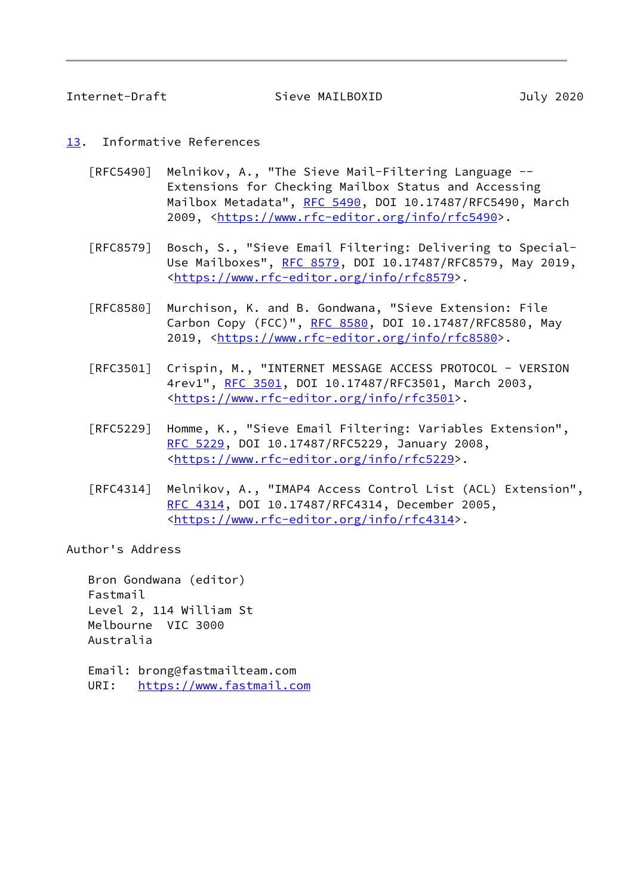## 13. Informative References

[RFC5490] Melnikov, A., "The Sieve Mail-Filtering Language -- Extensions for Checking Mailbox Status and Accessing Mailbox Metadata", RFC 5490, DOI 10.17487/RFC5490, March 2009, <https://www.rfc-editor.org/info/rfc5490>.

[RFC8579] Bosch, S., "Sieve Email Filtering: Delivering to Special-Use Mailboxes", RFC 8579, DOI 10.17487/RFC8579, May 2019, <https://www.rfc-editor.org/info/rfc8579>.

[RFC8580] Murchison, K. and B. Gondwana, "Sieve Extension: File Carbon Copy (FCC)", RFC 8580, DOI 10.17487/RFC8580, May 2019, <https://www.rfc-editor.org/info/rfc8580>.

[RFC3501] Crispin, M., "INTERNET MESSAGE ACCESS PROTOCOL - VERSION 4rev1", RFC 3501, DOI 10.17487/RFC3501, March 2003, <https://www.rfc-editor.org/info/rfc3501>.

[RFC5229] Homme, K., "Sieve Email Filtering: Variables Extension", RFC 5229, DOI 10.17487/RFC5229, January 2008, <https://www.rfc-editor.org/info/rfc5229>.

[RFC4314] Melnikov, A., "IMAP4 Access Control List (ACL) Extension", RFC 4314, DOI 10.17487/RFC4314, December 2005, <https://www.rfc-editor.org/info/rfc4314>.

## Author's Address

Bron Gondwana (editor)
Fastmail
Level 2, 114 William St
Melbourne VIC 3000
Australia

Email: brong@fastmailteam.com
URI: https://www.fastmail.com